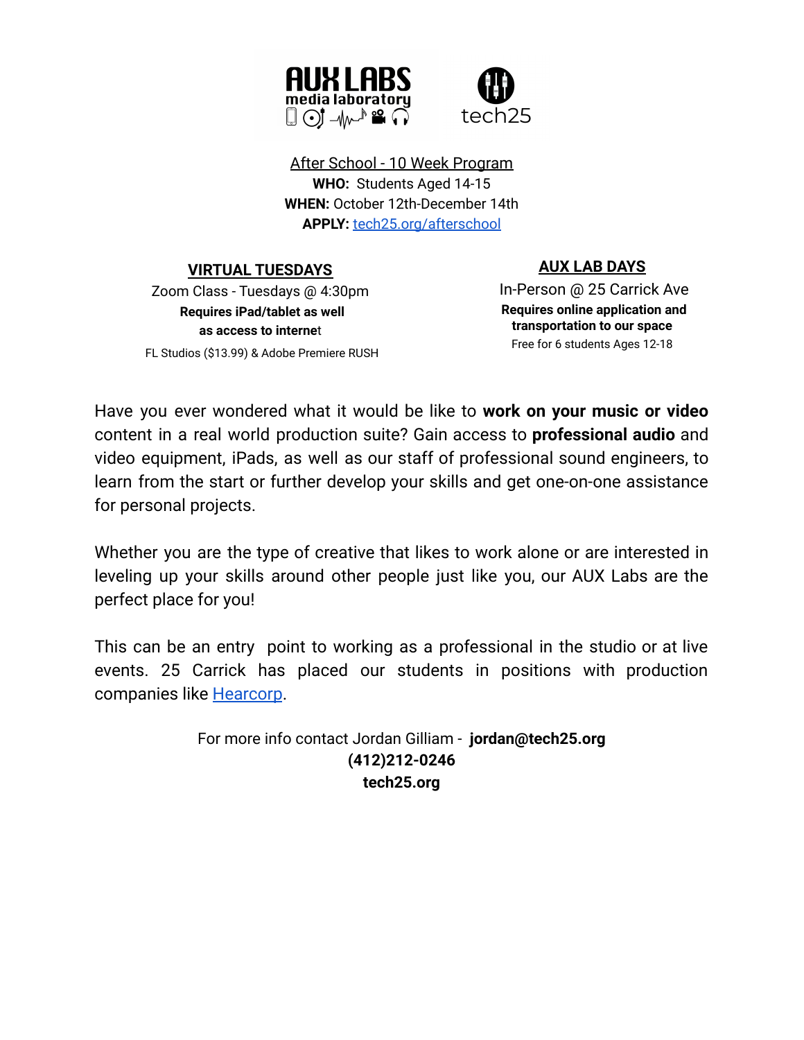AUX LABS media laboratory

tech25

After School - 10 Week Program

**WHO:** Students Aged 14-15

**WHEN:** October 12th-December 14th

**APPLY:** [tech25.org/afterschool](tech25.org/afterschool)

## VIRTUAL TUESDAYS

Zoom Class - Tuesdays @ 4:30pm

**Requires iPad/tablet as well as access to internet**

FL Studios ($13.99) & Adobe Premiere RUSH

## AUX LAB DAYS

In-Person @ 25 Carrick Ave

**Requires online application and transportation to our space**

Free for 6 students Ages 12-18

Have you ever wondered what it would be like to **work on your music or video** content in a real world production suite? Gain access to **professional audio** and video equipment, iPads, as well as our staff of professional sound engineers, to learn from the start or further develop your skills and get one-on-one assistance for personal projects.

Whether you are the type of creative that likes to work alone or are interested in leveling up your skills around other people just like you, our AUX Labs are the perfect place for you!

This can be an entry point to working as a professional in the studio or at live events. 25 Carrick has placed our students in positions with production companies like Hearcorp.

For more info contact Jordan Gilliam - **jordan@tech25.org**

**(412)212-0246**

**tech25.org**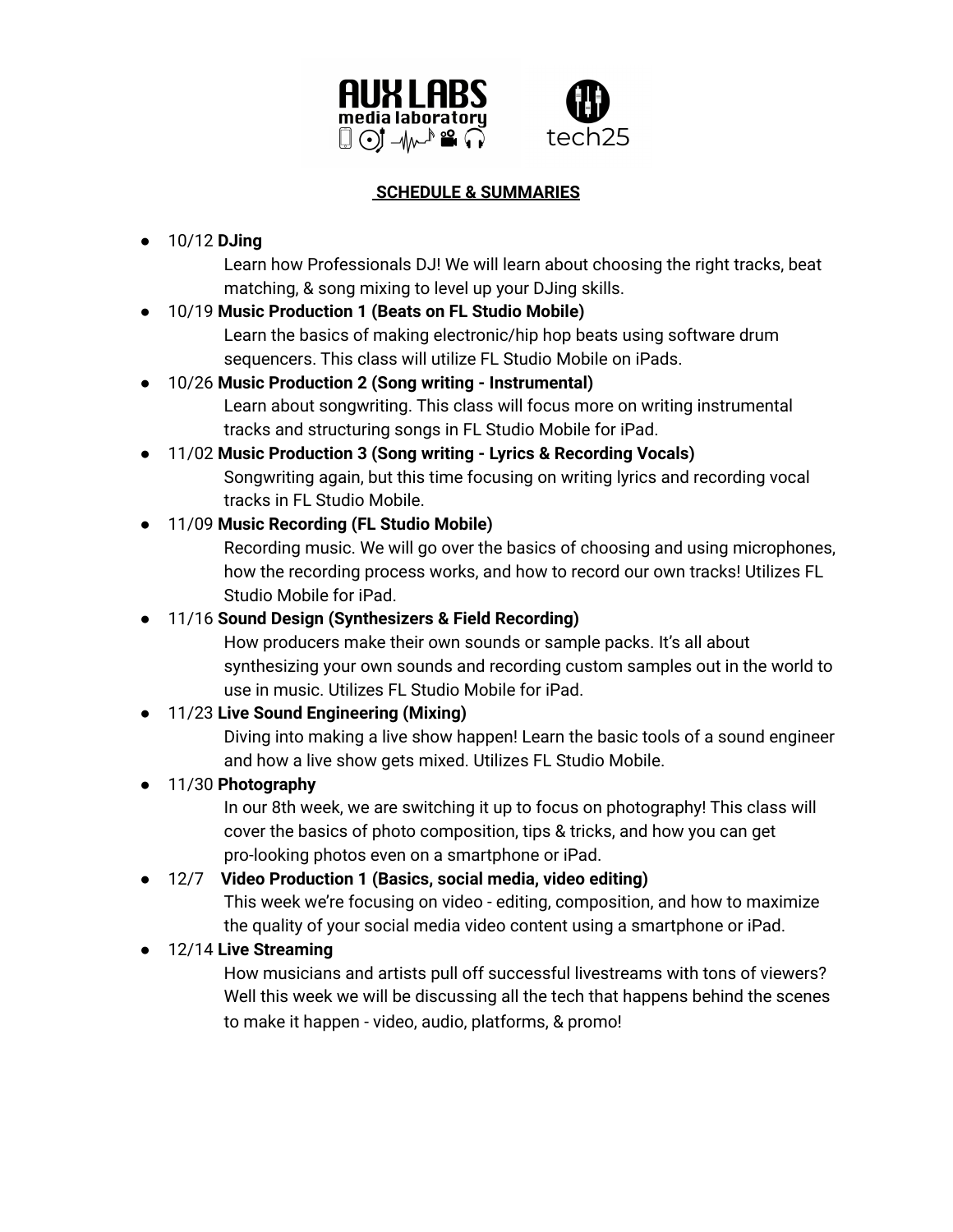AUX LABS media laboratory

tech25

## SCHEDULE & SUMMARIES

- 10/12 **DJing**
  Learn how Professionals DJ! We will learn about choosing the right tracks, beat matching, & song mixing to level up your DJing skills.
- 10/19 **Music Production 1 (Beats on FL Studio Mobile)**
  Learn the basics of making electronic/hip hop beats using software drum sequencers. This class will utilize FL Studio Mobile on iPads.
- 10/26 **Music Production 2 (Song writing - Instrumental)**
  Learn about songwriting. This class will focus more on writing instrumental tracks and structuring songs in FL Studio Mobile for iPad.
- 11/02 **Music Production 3 (Song writing - Lyrics & Recording Vocals)**
  Songwriting again, but this time focusing on writing lyrics and recording vocal tracks in FL Studio Mobile.
- 11/09 **Music Recording (FL Studio Mobile)**
  Recording music. We will go over the basics of choosing and using microphones, how the recording process works, and how to record our own tracks! Utilizes FL Studio Mobile for iPad.
- 11/16 **Sound Design (Synthesizers & Field Recording)**
  How producers make their own sounds or sample packs. It's all about synthesizing your own sounds and recording custom samples out in the world to use in music. Utilizes FL Studio Mobile for iPad.
- 11/23 **Live Sound Engineering (Mixing)**
  Diving into making a live show happen! Learn the basic tools of a sound engineer and how a live show gets mixed. Utilizes FL Studio Mobile.
- 11/30 **Photography**
  In our 8th week, we are switching it up to focus on photography! This class will cover the basics of photo composition, tips & tricks, and how you can get pro-looking photos even on a smartphone or iPad.
- 12/7 **Video Production 1 (Basics, social media, video editing)**
  This week we're focusing on video - editing, composition, and how to maximize the quality of your social media video content using a smartphone or iPad.
- 12/14 **Live Streaming**
  How musicians and artists pull off successful livestreams with tons of viewers? Well this week we will be discussing all the tech that happens behind the scenes to make it happen - video, audio, platforms, & promo!